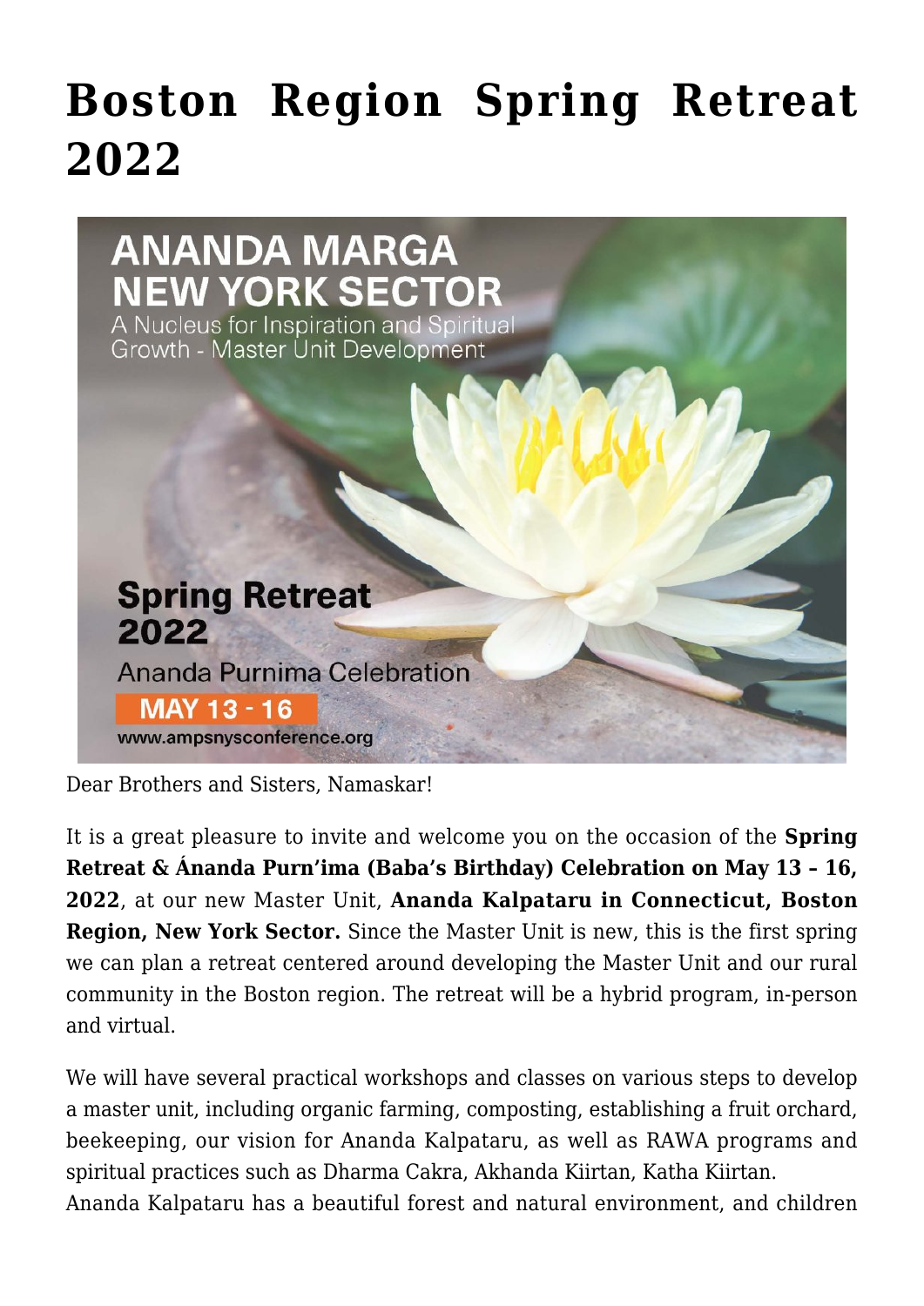# Boston Region Spring Retreat 2022

ANANDA MARGA NEW YORK SECTOR

A Nucleus for Inspiration and Spiritual Growth - Master Unit Development

Spring Retreat 2022

Ananda Purnima Celebration

MAY 13 - 16

www.ampsnysconference.org

Dear Brothers and Sisters, Namaskar!

It is a great pleasure to invite and welcome you on the occasion of the **Spring Retreat & Ánanda Purn'ima (Baba's Birthday) Celebration on May 13 – 16, 2022**, at our new Master Unit, **Ananda Kalpataru in Connecticut, Boston Region, New York Sector.** Since the Master Unit is new, this is the first spring we can plan a retreat centered around developing the Master Unit and our rural community in the Boston region. The retreat will be a hybrid program, in-person and virtual.

We will have several practical workshops and classes on various steps to develop a master unit, including organic farming, composting, establishing a fruit orchard, beekeeping, our vision for Ananda Kalpataru, as well as RAWA programs and spiritual practices such as Dharma Cakra, Akhanda Kiirtan, Katha Kiirtan.
Ananda Kalpataru has a beautiful forest and natural environment, and children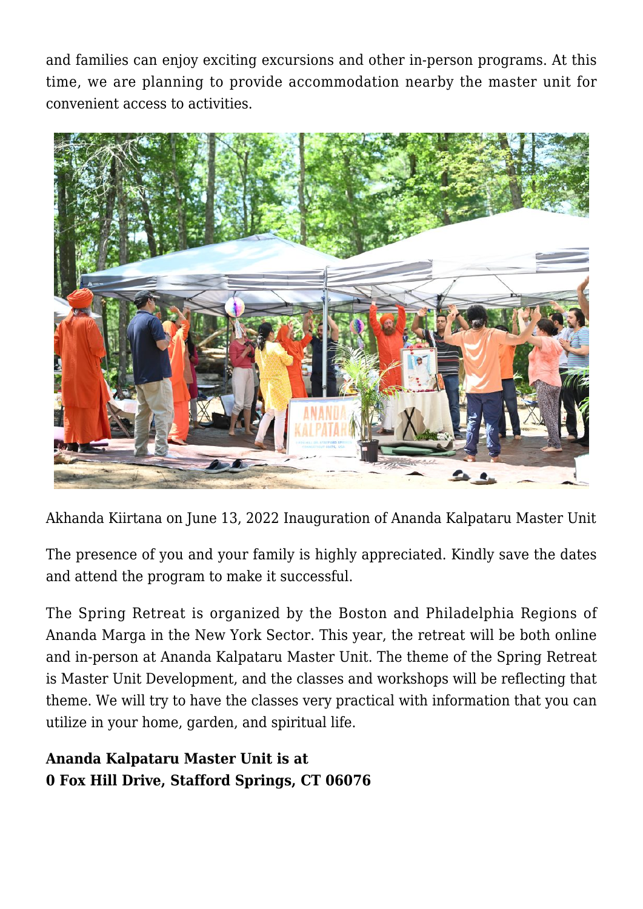and families can enjoy exciting excursions and other in-person programs. At this time, we are planning to provide accommodation nearby the master unit for convenient access to activities.

Akhanda Kiirtana on June 13, 2022 Inauguration of Ananda Kalpataru Master Unit

The presence of you and your family is highly appreciated. Kindly save the dates and attend the program to make it successful.

The Spring Retreat is organized by the Boston and Philadelphia Regions of Ananda Marga in the New York Sector. This year, the retreat will be both online and in-person at Ananda Kalpataru Master Unit. The theme of the Spring Retreat is Master Unit Development, and the classes and workshops will be reflecting that theme. We will try to have the classes very practical with information that you can utilize in your home, garden, and spiritual life.

**Ananda Kalpataru Master Unit is at**
**0 Fox Hill Drive, Stafford Springs, CT 06076**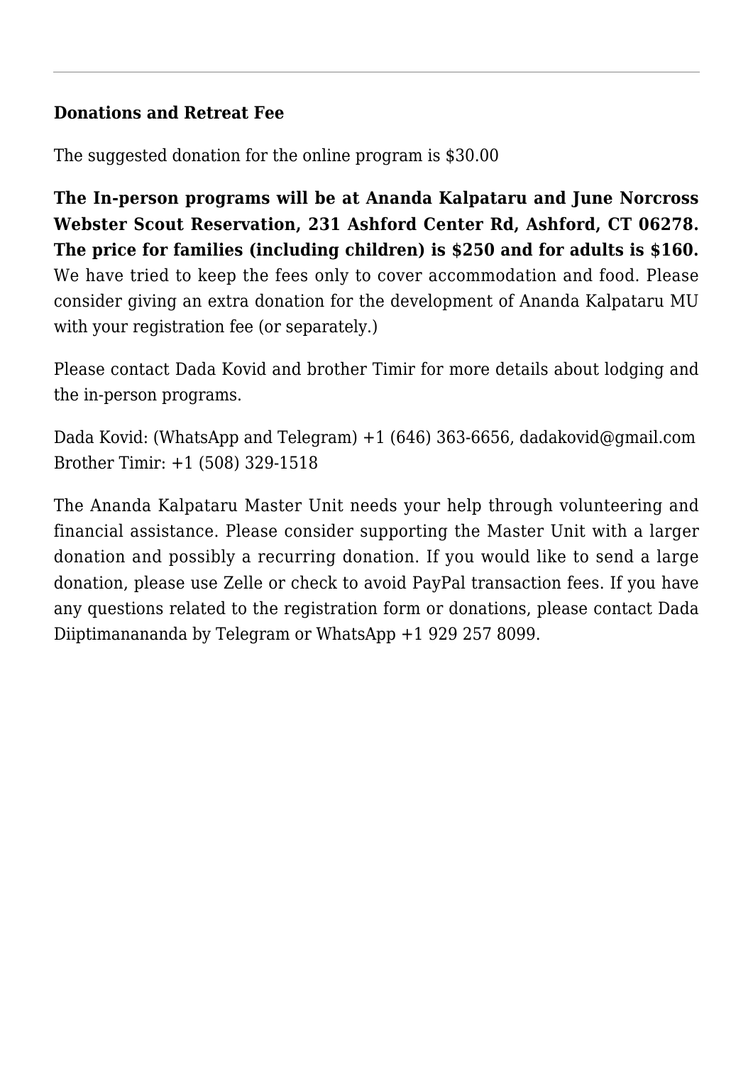---

**Donations and Retreat Fee**

The suggested donation for the online program is $30.00

**The In-person programs will be at Ananda Kalpataru and June Norcross Webster Scout Reservation, 231 Ashford Center Rd, Ashford, CT 06278. The price for families (including children) is $250 and for adults is $160.** We have tried to keep the fees only to cover accommodation and food. Please consider giving an extra donation for the development of Ananda Kalpataru MU with your registration fee (or separately.)

Please contact Dada Kovid and brother Timir for more details about lodging and the in-person programs.

Dada Kovid: (WhatsApp and Telegram) +1 (646) 363-6656, dadakovid@gmail.com
Brother Timir: +1 (508) 329-1518

The Ananda Kalpataru Master Unit needs your help through volunteering and financial assistance. Please consider supporting the Master Unit with a larger donation and possibly a recurring donation. If you would like to send a large donation, please use Zelle or check to avoid PayPal transaction fees. If you have any questions related to the registration form or donations, please contact Dada Diiptimanananda by Telegram or WhatsApp +1 929 257 8099.